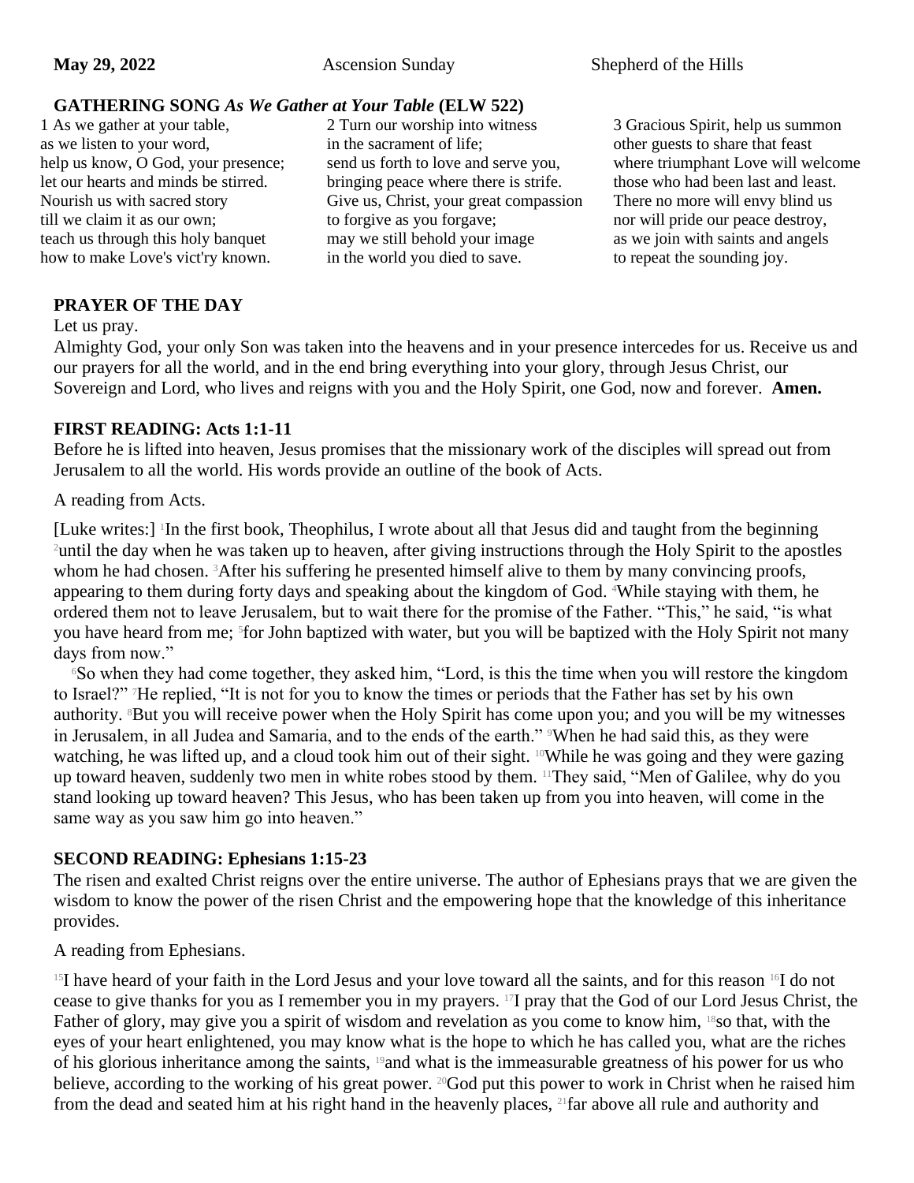**May 29, 2022** Ascension Sunday Shepherd of the Hills

## GATHERING SONG *As We Gather at Your Table* (ELW 522)

1 As we gather at your table,
as we listen to your word,
help us know, O God, your presence;
let our hearts and minds be stirred.
Nourish us with sacred story
till we claim it as our own;
teach us through this holy banquet
how to make Love's vict'ry known.

2 Turn our worship into witness
in the sacrament of life;
send us forth to love and serve you,
bringing peace where there is strife.
Give us, Christ, your great compassion
to forgive as you forgave;
may we still behold your image
in the world you died to save.

3 Gracious Spirit, help us summon
other guests to share that feast
where triumphant Love will welcome
those who had been last and least.
There no more will envy blind us
nor will pride our peace destroy,
as we join with saints and angels
to repeat the sounding joy.

## PRAYER OF THE DAY

Let us pray.

Almighty God, your only Son was taken into the heavens and in your presence intercedes for us. Receive us and our prayers for all the world, and in the end bring everything into your glory, through Jesus Christ, our Sovereign and Lord, who lives and reigns with you and the Holy Spirit, one God, now and forever. **Amen.**

## FIRST READING: Acts 1:1-11

Before he is lifted into heaven, Jesus promises that the missionary work of the disciples will spread out from Jerusalem to all the world. His words provide an outline of the book of Acts.

A reading from Acts.

[Luke writes:] [1]In the first book, Theophilus, I wrote about all that Jesus did and taught from the beginning [2]until the day when he was taken up to heaven, after giving instructions through the Holy Spirit to the apostles whom he had chosen. [3]After his suffering he presented himself alive to them by many convincing proofs, appearing to them during forty days and speaking about the kingdom of God. [4]While staying with them, he ordered them not to leave Jerusalem, but to wait there for the promise of the Father. "This," he said, "is what you have heard from me; [5]for John baptized with water, but you will be baptized with the Holy Spirit not many days from now."

[6]So when they had come together, they asked him, "Lord, is this the time when you will restore the kingdom to Israel?" [7]He replied, "It is not for you to know the times or periods that the Father has set by his own authority. [8]But you will receive power when the Holy Spirit has come upon you; and you will be my witnesses in Jerusalem, in all Judea and Samaria, and to the ends of the earth." [9]When he had said this, as they were watching, he was lifted up, and a cloud took him out of their sight. [10]While he was going and they were gazing up toward heaven, suddenly two men in white robes stood by them. [11]They said, "Men of Galilee, why do you stand looking up toward heaven? This Jesus, who has been taken up from you into heaven, will come in the same way as you saw him go into heaven."

## SECOND READING: Ephesians 1:15-23

The risen and exalted Christ reigns over the entire universe. The author of Ephesians prays that we are given the wisdom to know the power of the risen Christ and the empowering hope that the knowledge of this inheritance provides.

A reading from Ephesians.

[15]I have heard of your faith in the Lord Jesus and your love toward all the saints, and for this reason [16]I do not cease to give thanks for you as I remember you in my prayers. [17]I pray that the God of our Lord Jesus Christ, the Father of glory, may give you a spirit of wisdom and revelation as you come to know him, [18]so that, with the eyes of your heart enlightened, you may know what is the hope to which he has called you, what are the riches of his glorious inheritance among the saints, [19]and what is the immeasurable greatness of his power for us who believe, according to the working of his great power. [20]God put this power to work in Christ when he raised him from the dead and seated him at his right hand in the heavenly places, [21]far above all rule and authority and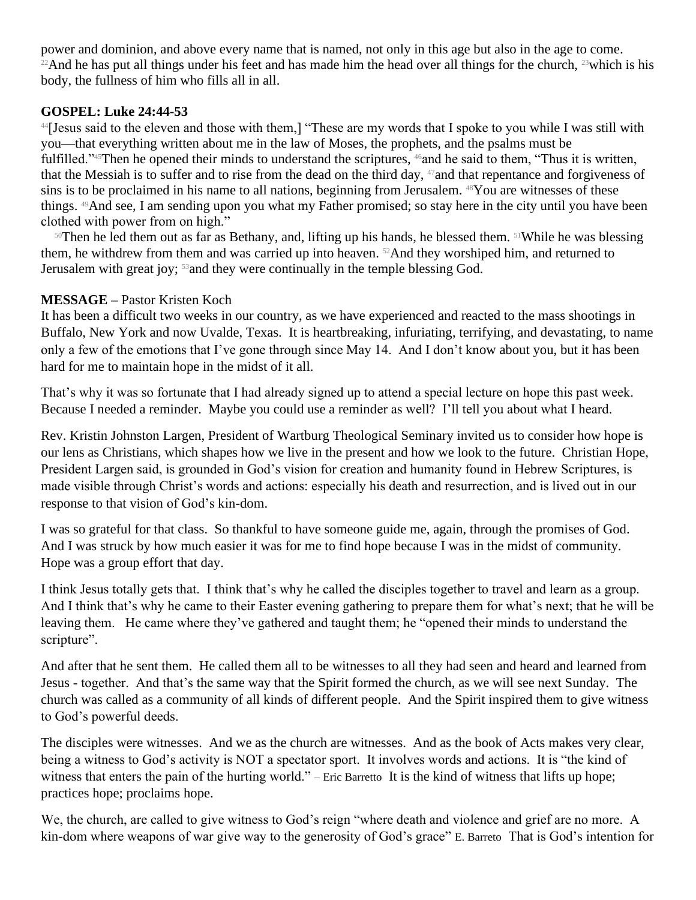power and dominion, and above every name that is named, not only in this age but also in the age to come. [22]And he has put all things under his feet and has made him the head over all things for the church, [23]which is his body, the fullness of him who fills all in all.

**GOSPEL: Luke 24:44-53**

[44][Jesus said to the eleven and those with them,] "These are my words that I spoke to you while I was still with you—that everything written about me in the law of Moses, the prophets, and the psalms must be fulfilled."[45]Then he opened their minds to understand the scriptures, [46]and he said to them, "Thus it is written, that the Messiah is to suffer and to rise from the dead on the third day, [47]and that repentance and forgiveness of sins is to be proclaimed in his name to all nations, beginning from Jerusalem. [48]You are witnesses of these things. [49]And see, I am sending upon you what my Father promised; so stay here in the city until you have been clothed with power from on high."

[50]Then he led them out as far as Bethany, and, lifting up his hands, he blessed them. [51]While he was blessing them, he withdrew from them and was carried up into heaven. [52]And they worshiped him, and returned to Jerusalem with great joy; [53]and they were continually in the temple blessing God.

**MESSAGE –** Pastor Kristen Koch

It has been a difficult two weeks in our country, as we have experienced and reacted to the mass shootings in Buffalo, New York and now Uvalde, Texas. It is heartbreaking, infuriating, terrifying, and devastating, to name only a few of the emotions that I've gone through since May 14. And I don't know about you, but it has been hard for me to maintain hope in the midst of it all.

That's why it was so fortunate that I had already signed up to attend a special lecture on hope this past week. Because I needed a reminder. Maybe you could use a reminder as well? I'll tell you about what I heard.

Rev. Kristin Johnston Largen, President of Wartburg Theological Seminary invited us to consider how hope is our lens as Christians, which shapes how we live in the present and how we look to the future. Christian Hope, President Largen said, is grounded in God's vision for creation and humanity found in Hebrew Scriptures, is made visible through Christ's words and actions: especially his death and resurrection, and is lived out in our response to that vision of God's kin-dom.

I was so grateful for that class. So thankful to have someone guide me, again, through the promises of God. And I was struck by how much easier it was for me to find hope because I was in the midst of community. Hope was a group effort that day.

I think Jesus totally gets that. I think that's why he called the disciples together to travel and learn as a group. And I think that's why he came to their Easter evening gathering to prepare them for what's next; that he will be leaving them. He came where they've gathered and taught them; he "opened their minds to understand the scripture".

And after that he sent them. He called them all to be witnesses to all they had seen and heard and learned from Jesus - together. And that's the same way that the Spirit formed the church, as we will see next Sunday. The church was called as a community of all kinds of different people. And the Spirit inspired them to give witness to God's powerful deeds.

The disciples were witnesses. And we as the church are witnesses. And as the book of Acts makes very clear, being a witness to God's activity is NOT a spectator sport. It involves words and actions. It is "the kind of witness that enters the pain of the hurting world." – Eric Barretto It is the kind of witness that lifts up hope; practices hope; proclaims hope.

We, the church, are called to give witness to God's reign "where death and violence and grief are no more. A kin-dom where weapons of war give way to the generosity of God's grace" E. Barreto That is God's intention for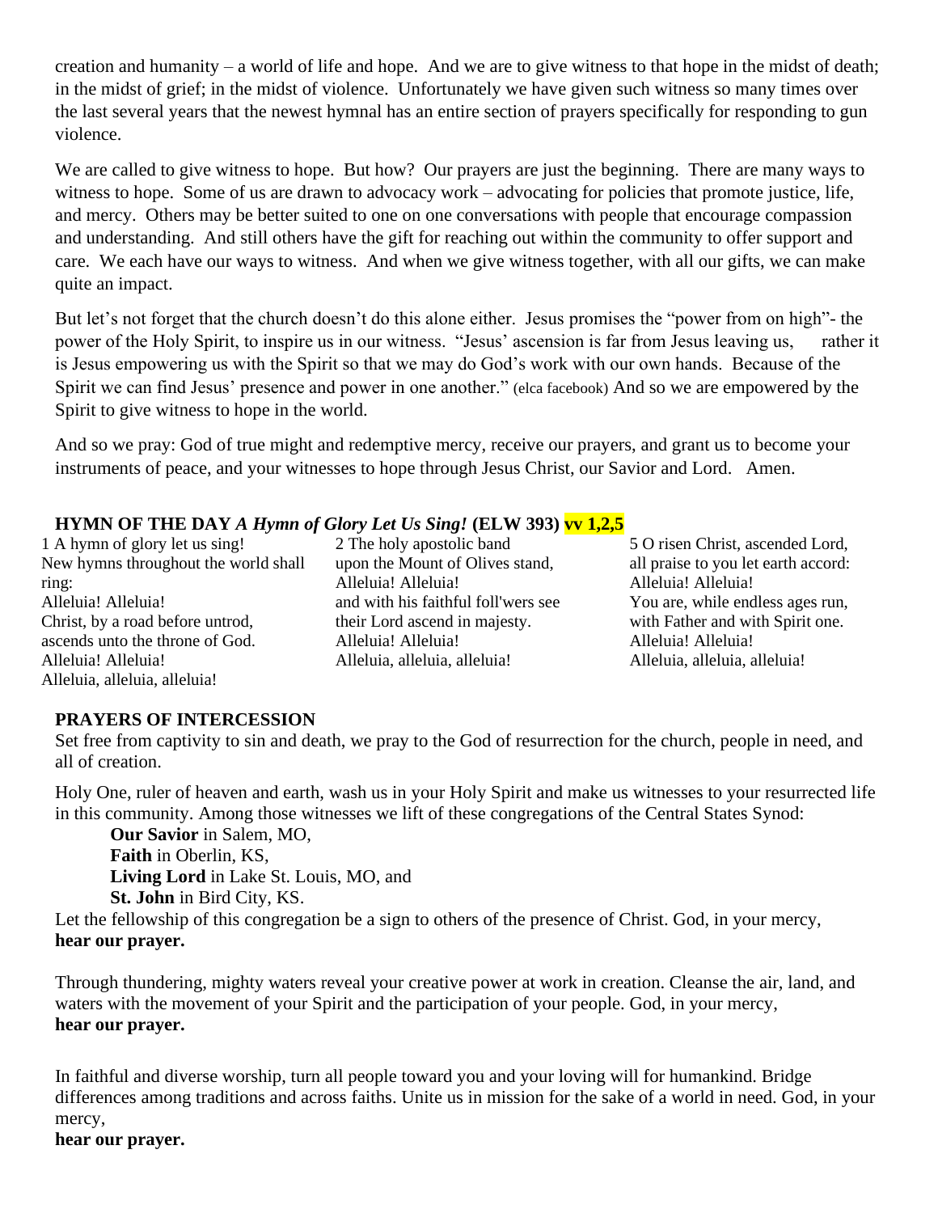creation and humanity – a world of life and hope. And we are to give witness to that hope in the midst of death; in the midst of grief; in the midst of violence. Unfortunately we have given such witness so many times over the last several years that the newest hymnal has an entire section of prayers specifically for responding to gun violence.

We are called to give witness to hope. But how? Our prayers are just the beginning. There are many ways to witness to hope. Some of us are drawn to advocacy work – advocating for policies that promote justice, life, and mercy. Others may be better suited to one on one conversations with people that encourage compassion and understanding. And still others have the gift for reaching out within the community to offer support and care. We each have our ways to witness. And when we give witness together, with all our gifts, we can make quite an impact.

But let's not forget that the church doesn't do this alone either. Jesus promises the "power from on high"- the power of the Holy Spirit, to inspire us in our witness. "Jesus' ascension is far from Jesus leaving us, rather it is Jesus empowering us with the Spirit so that we may do God's work with our own hands. Because of the Spirit we can find Jesus' presence and power in one another." (elca facebook) And so we are empowered by the Spirit to give witness to hope in the world.

And so we pray: God of true might and redemptive mercy, receive our prayers, and grant us to become your instruments of peace, and your witnesses to hope through Jesus Christ, our Savior and Lord. Amen.

**HYMN OF THE DAY** ***A Hymn of Glory Let Us Sing!*** **(ELW 393) vv 1,2,5**

1 A hymn of glory let us sing!
New hymns throughout the world shall ring:
Alleluia! Alleluia!
Christ, by a road before untrod,
ascends unto the throne of God.
Alleluia! Alleluia!
Alleluia, alleluia, alleluia!

2 The holy apostolic band
upon the Mount of Olives stand,
Alleluia! Alleluia!
and with his faithful foll'wers see
their Lord ascend in majesty.
Alleluia! Alleluia!
Alleluia, alleluia, alleluia!

5 O risen Christ, ascended Lord,
all praise to you let earth accord:
Alleluia! Alleluia!
You are, while endless ages run,
with Father and with Spirit one.
Alleluia! Alleluia!
Alleluia, alleluia, alleluia!

**PRAYERS OF INTERCESSION**

Set free from captivity to sin and death, we pray to the God of resurrection for the church, people in need, and all of creation.

Holy One, ruler of heaven and earth, wash us in your Holy Spirit and make us witnesses to your resurrected life in this community. Among those witnesses we lift of these congregations of the Central States Synod:

**Our Savior** in Salem, MO,
**Faith** in Oberlin, KS,
**Living Lord** in Lake St. Louis, MO, and
**St. John** in Bird City, KS.

Let the fellowship of this congregation be a sign to others of the presence of Christ. God, in your mercy,
**hear our prayer.**

Through thundering, mighty waters reveal your creative power at work in creation. Cleanse the air, land, and waters with the movement of your Spirit and the participation of your people. God, in your mercy,
**hear our prayer.**

In faithful and diverse worship, turn all people toward you and your loving will for humankind. Bridge differences among traditions and across faiths. Unite us in mission for the sake of a world in need. God, in your mercy,
**hear our prayer.**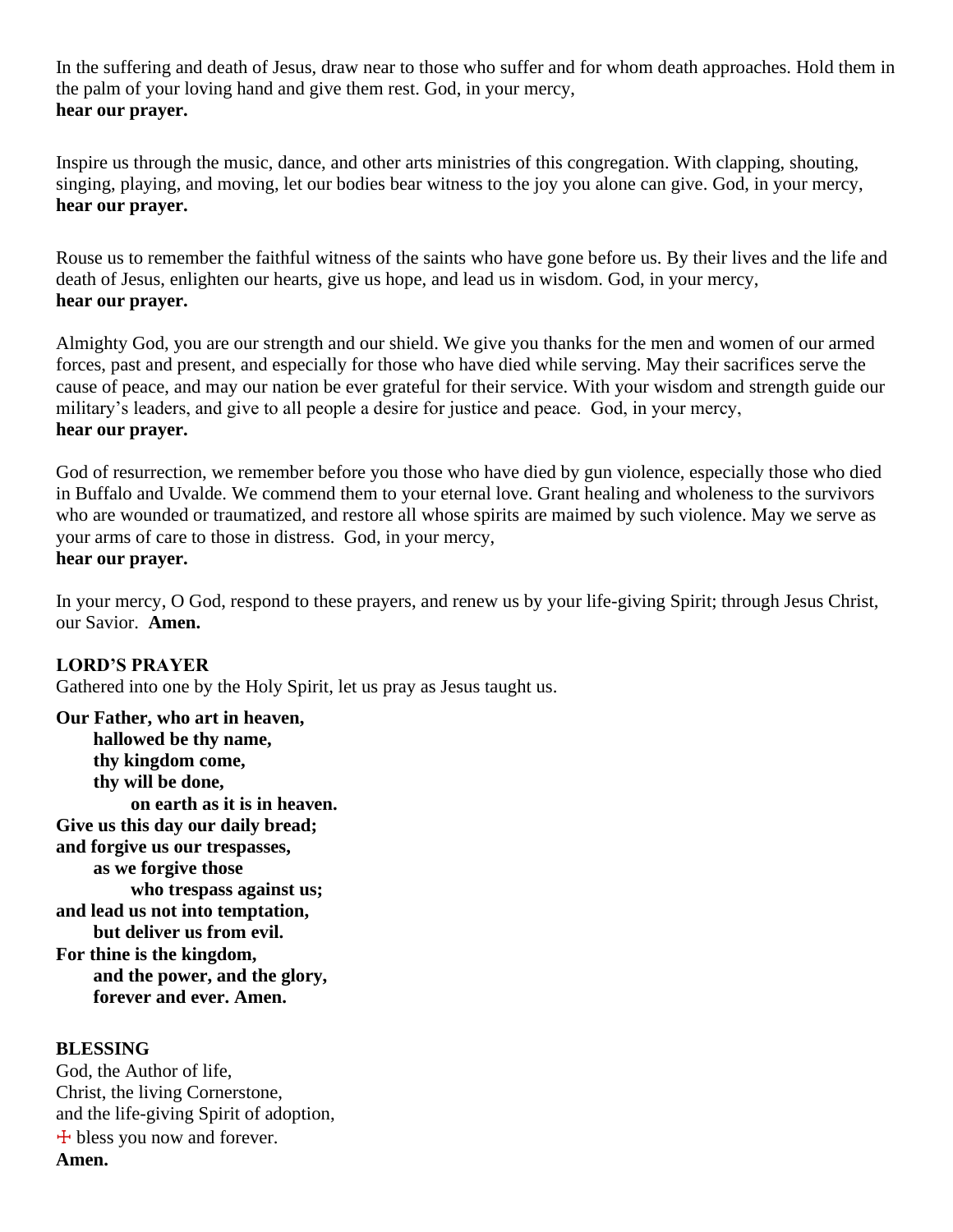In the suffering and death of Jesus, draw near to those who suffer and for whom death approaches. Hold them in the palm of your loving hand and give them rest. God, in your mercy,
**hear our prayer.**

Inspire us through the music, dance, and other arts ministries of this congregation. With clapping, shouting, singing, playing, and moving, let our bodies bear witness to the joy you alone can give. God, in your mercy,
**hear our prayer.**

Rouse us to remember the faithful witness of the saints who have gone before us. By their lives and the life and death of Jesus, enlighten our hearts, give us hope, and lead us in wisdom. God, in your mercy,
**hear our prayer.**

Almighty God, you are our strength and our shield. We give you thanks for the men and women of our armed forces, past and present, and especially for those who have died while serving. May their sacrifices serve the cause of peace, and may our nation be ever grateful for their service. With your wisdom and strength guide our military's leaders, and give to all people a desire for justice and peace. God, in your mercy,
**hear our prayer.**

God of resurrection, we remember before you those who have died by gun violence, especially those who died in Buffalo and Uvalde. We commend them to your eternal love. Grant healing and wholeness to the survivors who are wounded or traumatized, and restore all whose spirits are maimed by such violence. May we serve as your arms of care to those in distress. God, in your mercy,
**hear our prayer.**

In your mercy, O God, respond to these prayers, and renew us by your life-giving Spirit; through Jesus Christ, our Savior. **Amen.**

**LORD'S PRAYER**
Gathered into one by the Holy Spirit, let us pray as Jesus taught us.

**Our Father, who art in heaven,**
**hallowed be thy name,**
**thy kingdom come,**
**thy will be done,**
**on earth as it is in heaven.**
**Give us this day our daily bread;**
**and forgive us our trespasses,**
**as we forgive those**
**who trespass against us;**
**and lead us not into temptation,**
**but deliver us from evil.**
**For thine is the kingdom,**
**and the power, and the glory,**
**forever and ever. Amen.**

**BLESSING**
God, the Author of life,
Christ, the living Cornerstone,
and the life-giving Spirit of adoption,
☩ bless you now and forever.
**Amen.**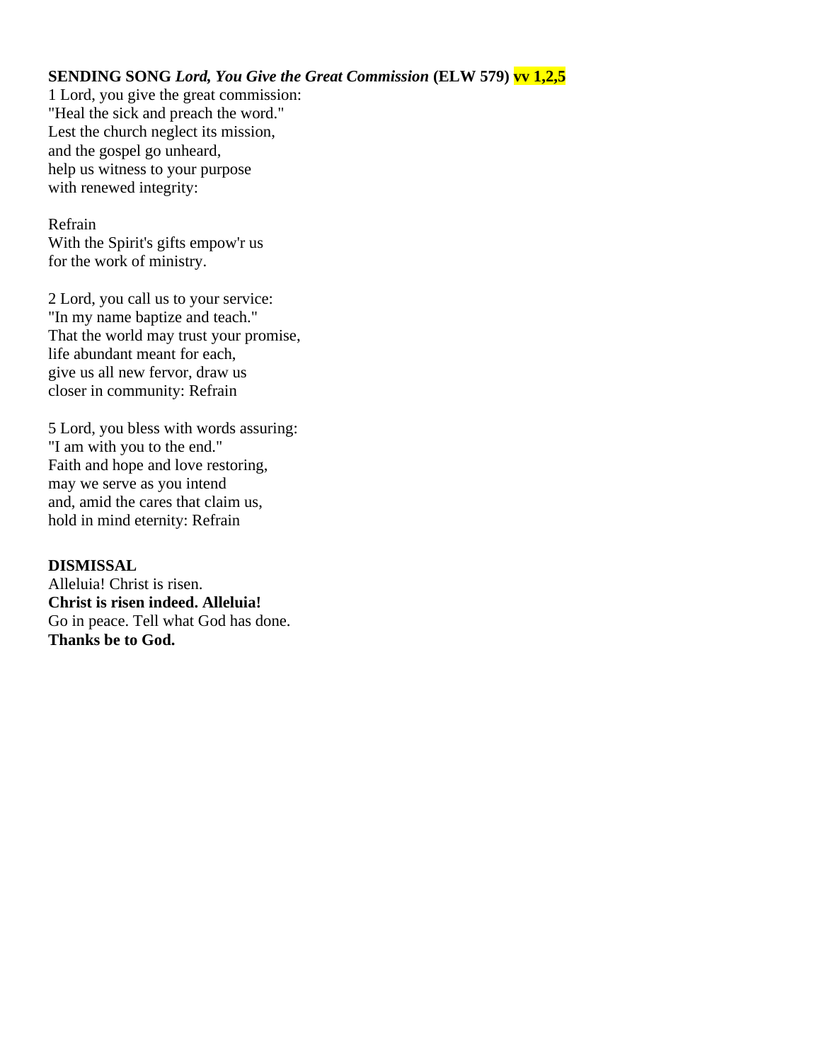**SENDING SONG** ***Lord, You Give the Great Commission*** **(ELW 579) vv 1,2,5**

1 Lord, you give the great commission:
"Heal the sick and preach the word."
Lest the church neglect its mission,
and the gospel go unheard,
help us witness to your purpose
with renewed integrity:

Refrain
With the Spirit's gifts empow'r us
for the work of ministry.

2 Lord, you call us to your service:
"In my name baptize and teach."
That the world may trust your promise,
life abundant meant for each,
give us all new fervor, draw us
closer in community: Refrain

5 Lord, you bless with words assuring:
"I am with you to the end."
Faith and hope and love restoring,
may we serve as you intend
and, amid the cares that claim us,
hold in mind eternity: Refrain

**DISMISSAL**

Alleluia! Christ is risen.
**Christ is risen indeed. Alleluia!**
Go in peace. Tell what God has done.
**Thanks be to God.**